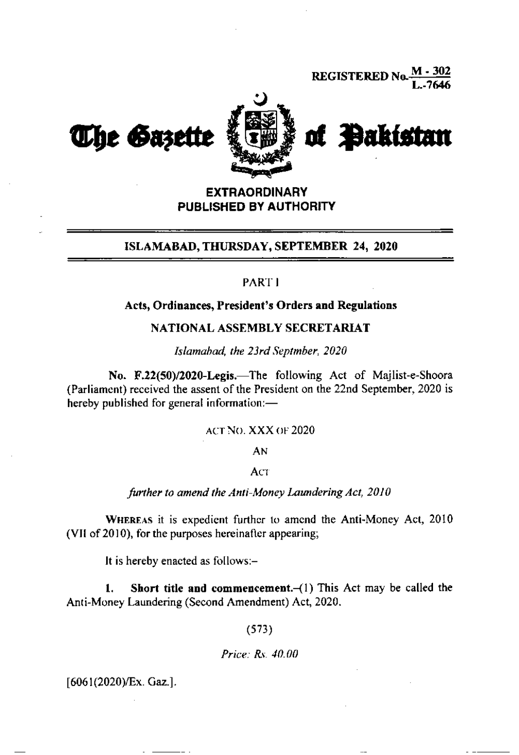REGISTERED No. M - 302 / L.-7646

# The Gazette of Pakistan

**EXTRAORDINARY**
**PUBLISHED BY AUTHORITY**

**ISLAMABAD, THURSDAY, SEPTEMBER 24, 2020**

PART I

**Acts, Ordinances, President's Orders and Regulations**

NATIONAL ASSEMBLY SECRETARIAT

*Islamabad, the 23rd Septmber, 2020*

**No. F.22(50)/2020-Legis.**—The following Act of Majlist-e-Shoora (Parliament) received the assent of the President on the 22nd September, 2020 is hereby published for general information:—

ACT NO. XXX OF 2020

AN

ACT

*further to amend the Anti-Money Laundering Act, 2010*

WHEREAS it is expedient further to amend the Anti-Money Act, 2010 (VII of 2010), for the purposes hereinafter appearing;

It is hereby enacted as follows:-

**1. Short title and commencement.**-(1) This Act may be called the Anti-Money Laundering (Second Amendment) Act, 2020.

(573)

*Price: Rs. 40.00*

[6061(2020)/Ex. Gaz.].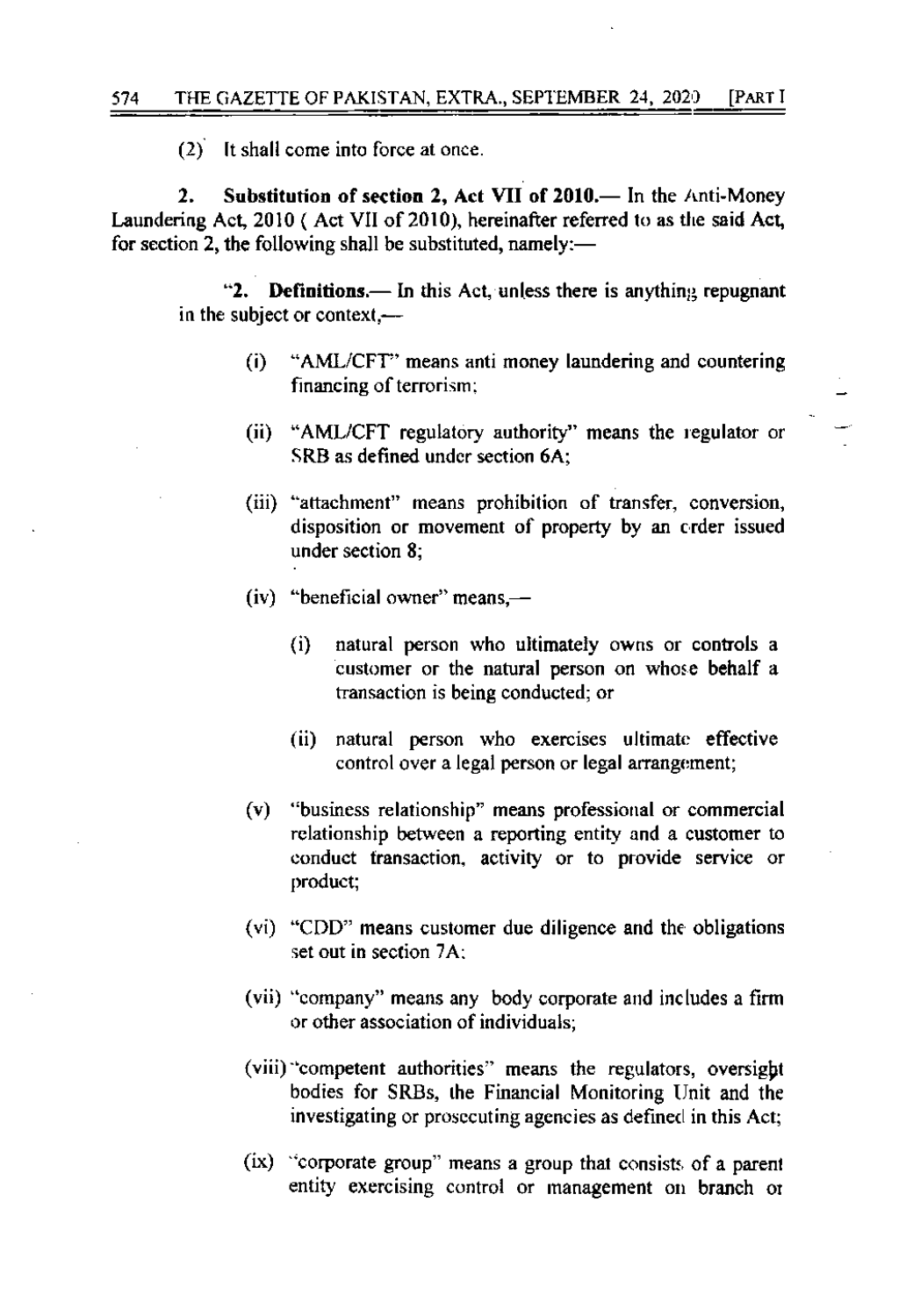(2) It shall come into force at once.

2. **Substitution of section 2, Act VII of 2010.**— In the Anti-Money Laundering Act, 2010 ( Act VII of 2010), hereinafter referred to as the said Act, for section 2, the following shall be substituted, namely:—

"2. **Definitions.**— In this Act, unless there is anything repugnant in the subject or context,—

(i) "AML/CFT" means anti money laundering and countering financing of terrorism;

(ii) "AML/CFT regulatory authority" means the regulator or SRB as defined under section 6A;

(iii) "attachment" means prohibition of transfer, conversion, disposition or movement of property by an order issued under section 8;

(iv) "beneficial owner" means,—

 (i) natural person who ultimately owns or controls a customer or the natural person on whose behalf a transaction is being conducted; or

 (ii) natural person who exercises ultimate effective control over a legal person or legal arrangement;

(v) "business relationship" means professional or commercial relationship between a reporting entity and a customer to conduct transaction, activity or to provide service or product;

(vi) "CDD" means customer due diligence and the obligations set out in section 7A;

(vii) "company" means any body corporate and includes a firm or other association of individuals;

(viii) "competent authorities" means the regulators, oversight bodies for SRBs, the Financial Monitoring Unit and the investigating or prosecuting agencies as defined in this Act;

(ix) "corporate group" means a group that consists of a parent entity exercising control or management on branch or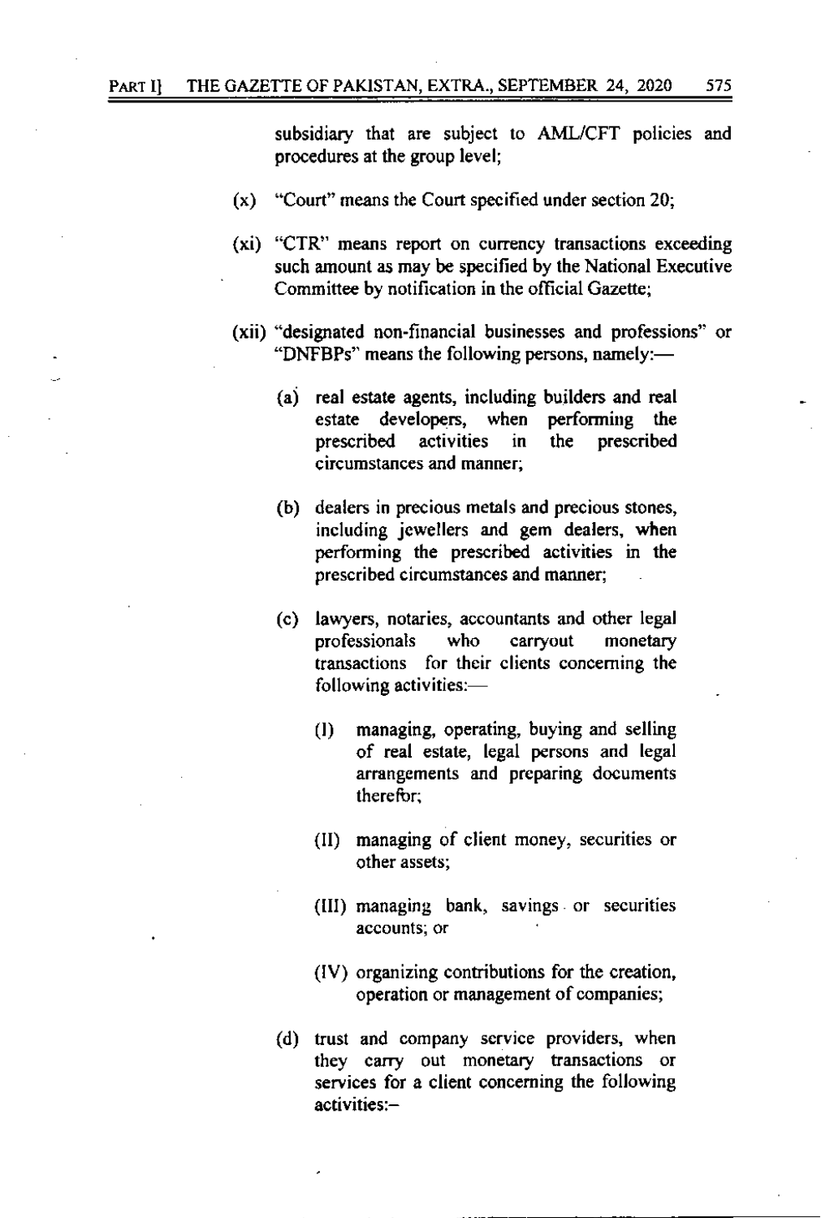subsidiary that are subject to AML/CFT policies and procedures at the group level;

(x) "Court" means the Court specified under section 20;

(xi) "CTR" means report on currency transactions exceeding such amount as may be specified by the National Executive Committee by notification in the official Gazette;

(xii) "designated non-financial businesses and professions" or "DNFBPs" means the following persons, namely:—

(a) real estate agents, including builders and real estate developers, when performing the prescribed activities in the prescribed circumstances and manner;

(b) dealers in precious metals and precious stones, including jewellers and gem dealers, when performing the prescribed activities in the prescribed circumstances and manner;

(c) lawyers, notaries, accountants and other legal professionals who carryout monetary transactions for their clients concerning the following activities:—

(I) managing, operating, buying and selling of real estate, legal persons and legal arrangements and preparing documents therefor;

(II) managing of client money, securities or other assets;

(III) managing bank, savings or securities accounts; or

(IV) organizing contributions for the creation, operation or management of companies;

(d) trust and company service providers, when they carry out monetary transactions or services for a client concerning the following activities:–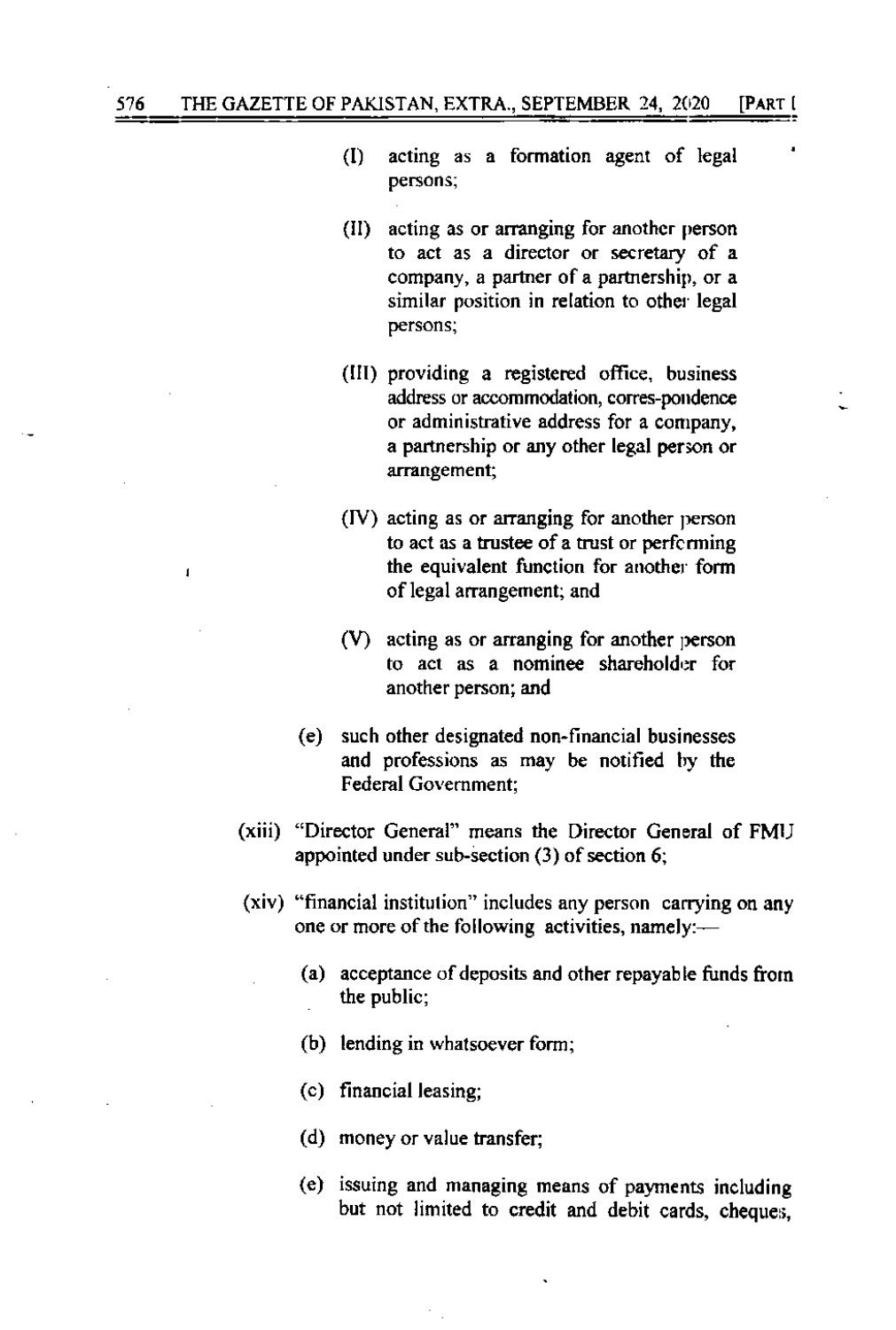(I) acting as a formation agent of legal persons;

(II) acting as or arranging for another person to act as a director or secretary of a company, a partner of a partnership, or a similar position in relation to other legal persons;

(III) providing a registered office, business address or accommodation, corres-pondence or administrative address for a company, a partnership or any other legal person or arrangement;

(IV) acting as or arranging for another person to act as a trustee of a trust or performing the equivalent function for another form of legal arrangement; and

(V) acting as or arranging for another person to act as a nominee shareholder for another person; and

(e) such other designated non-financial businesses and professions as may be notified by the Federal Government;

(xiii) "Director General" means the Director General of FMU appointed under sub-section (3) of section 6;

(xiv) "financial institution" includes any person carrying on any one or more of the following activities, namely:—

(a) acceptance of deposits and other repayable funds from the public;

(b) lending in whatsoever form;

(c) financial leasing;

(d) money or value transfer;

(e) issuing and managing means of payments including but not limited to credit and debit cards, cheques,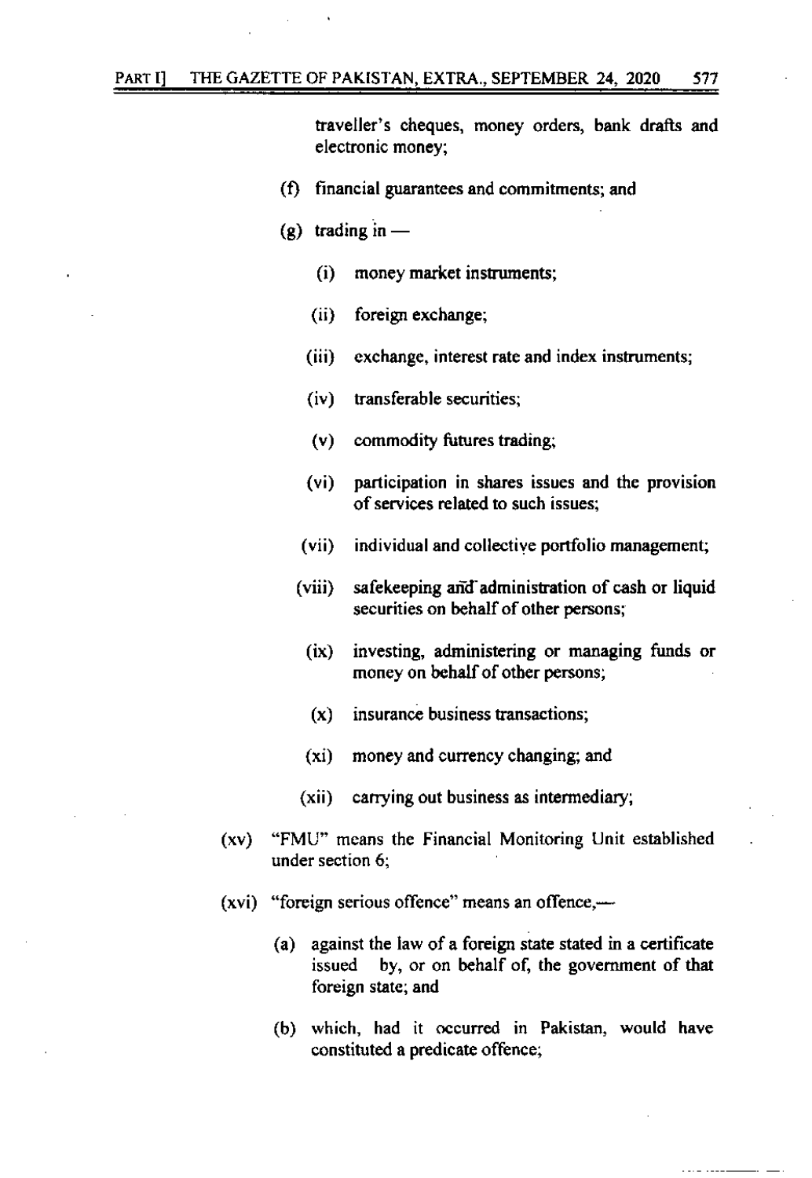traveller's cheques, money orders, bank drafts and electronic money;

(f) financial guarantees and commitments; and

(g) trading in —

(i) money market instruments;

(ii) foreign exchange;

(iii) exchange, interest rate and index instruments;

(iv) transferable securities;

(v) commodity futures trading;

(vi) participation in shares issues and the provision of services related to such issues;

(vii) individual and collective portfolio management;

(viii) safekeeping and administration of cash or liquid securities on behalf of other persons;

(ix) investing, administering or managing funds or money on behalf of other persons;

(x) insurance business transactions;

(xi) money and currency changing; and

(xii) carrying out business as intermediary;

(xv) "FMU" means the Financial Monitoring Unit established under section 6;

(xvi) "foreign serious offence" means an offence,—

(a) against the law of a foreign state stated in a certificate issued by, or on behalf of, the government of that foreign state; and

(b) which, had it occurred in Pakistan, would have constituted a predicate offence;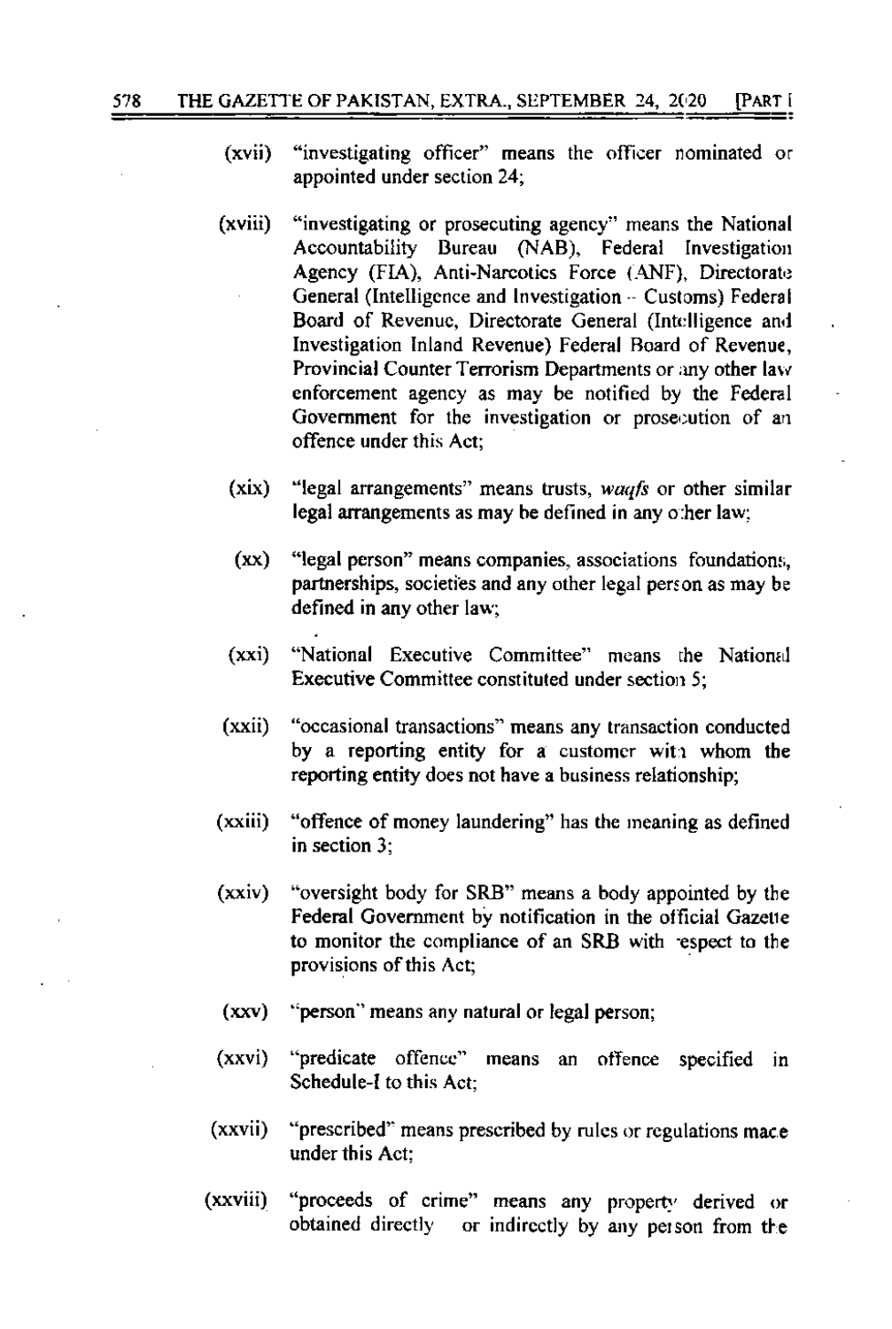(xvii) "investigating officer" means the officer nominated or appointed under section 24;

(xviii) "investigating or prosecuting agency" means the National Accountability Bureau (NAB), Federal Investigation Agency (FIA), Anti-Narcotics Force (ANF), Directorate General (Intelligence and Investigation – Customs) Federal Board of Revenue, Directorate General (Intelligence and Investigation Inland Revenue) Federal Board of Revenue, Provincial Counter Terrorism Departments or any other law enforcement agency as may be notified by the Federal Government for the investigation or prosecution of an offence under this Act;

(xix) "legal arrangements" means trusts, *waqfs* or other similar legal arrangements as may be defined in any other law;

(xx) "legal person" means companies, associations foundations, partnerships, societies and any other legal person as may be defined in any other law;

(xxi) "National Executive Committee" means the National Executive Committee constituted under section 5;

(xxii) "occasional transactions" means any transaction conducted by a reporting entity for a customer with whom the reporting entity does not have a business relationship;

(xxiii) "offence of money laundering" has the meaning as defined in section 3;

(xxiv) "oversight body for SRB" means a body appointed by the Federal Government by notification in the official Gazette to monitor the compliance of an SRB with respect to the provisions of this Act;

(xxv) "person" means any natural or legal person;

(xxvi) "predicate offence" means an offence specified in Schedule-I to this Act;

(xxvii) "prescribed" means prescribed by rules or regulations made under this Act;

(xxviii) "proceeds of crime" means any property derived or obtained directly or indirectly by any person from the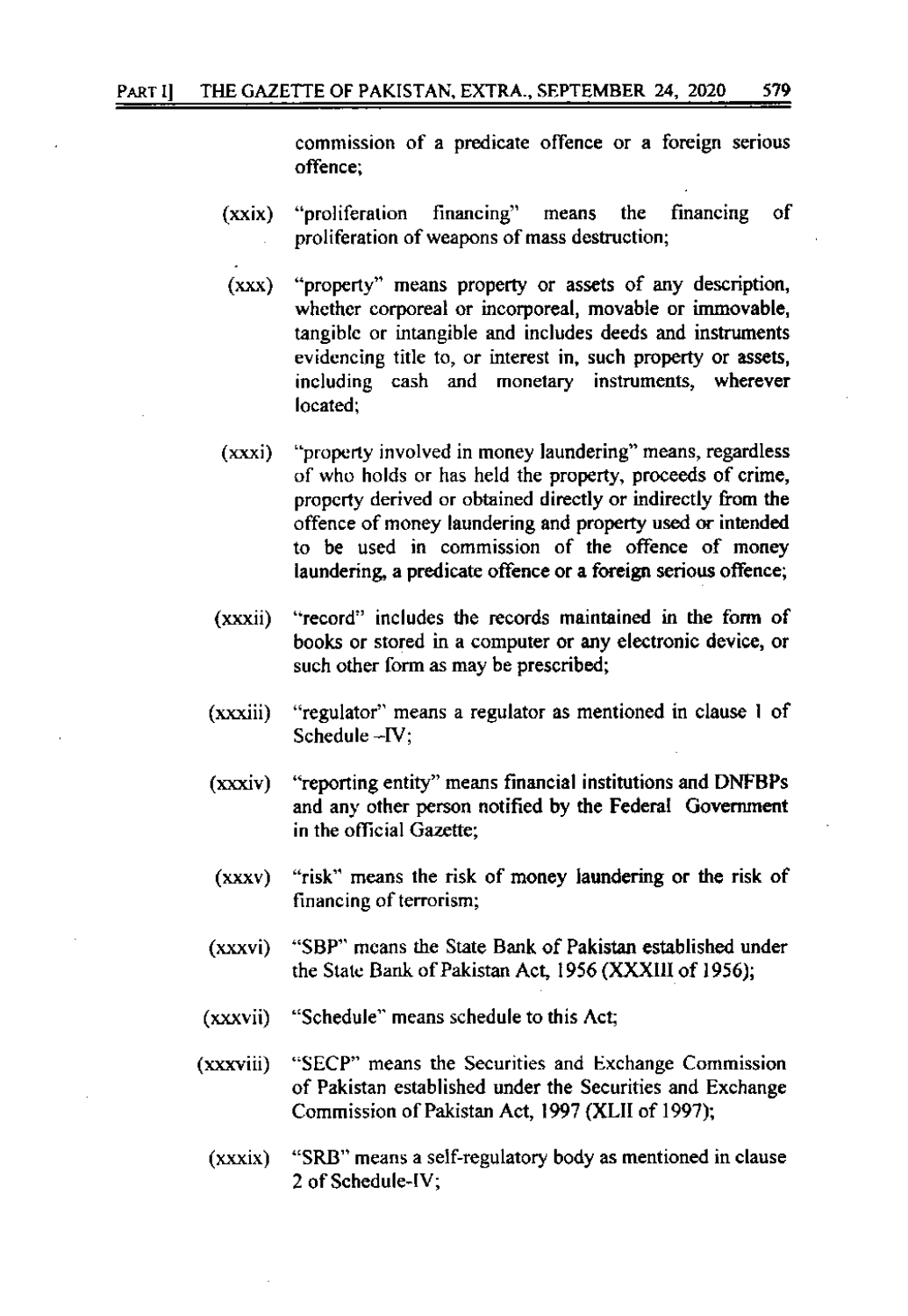commission of a predicate offence or a foreign serious offence;

(xxix) "proliferation financing" means the financing of proliferation of weapons of mass destruction;

(xxx) "property" means property or assets of any description, whether corporeal or incorporeal, movable or immovable, tangible or intangible and includes deeds and instruments evidencing title to, or interest in, such property or assets, including cash and monetary instruments, wherever located;

(xxxi) "property involved in money laundering" means, regardless of who holds or has held the property, proceeds of crime, property derived or obtained directly or indirectly from the offence of money laundering and property used or intended to be used in commission of the offence of money laundering, a predicate offence or a foreign serious offence;

(xxxii) "record" includes the records maintained in the form of books or stored in a computer or any electronic device, or such other form as may be prescribed;

(xxxiii) "regulator" means a regulator as mentioned in clause 1 of Schedule -IV;

(xxxiv) "reporting entity" means financial institutions and DNFBPs and any other person notified by the Federal Government in the official Gazette;

(xxxv) "risk" means the risk of money laundering or the risk of financing of terrorism;

(xxxvi) "SBP" means the State Bank of Pakistan established under the State Bank of Pakistan Act, 1956 (XXXIII of 1956);

(xxxvii) "Schedule" means schedule to this Act;

(xxxviii) "SECP" means the Securities and Exchange Commission of Pakistan established under the Securities and Exchange Commission of Pakistan Act, 1997 (XLII of 1997);

(xxxix) "SRB" means a self-regulatory body as mentioned in clause 2 of Schedule-IV;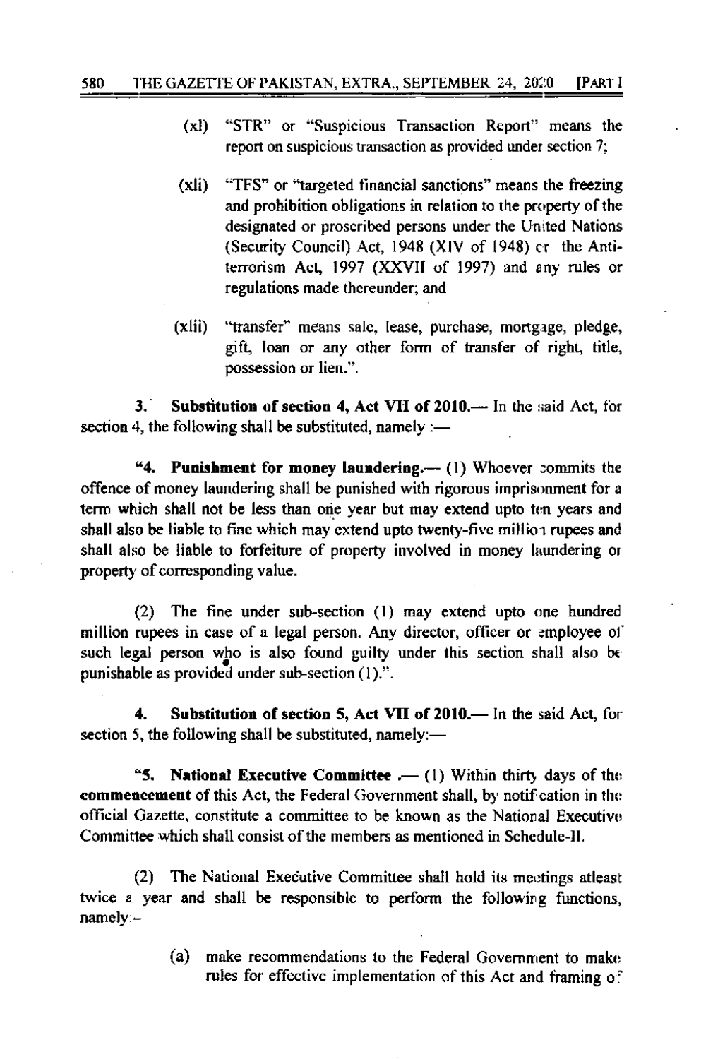(xl) "STR" or "Suspicious Transaction Report" means the report on suspicious transaction as provided under section 7;

(xli) "TFS" or "targeted financial sanctions" means the freezing and prohibition obligations in relation to the property of the designated or proscribed persons under the United Nations (Security Council) Act, 1948 (XIV of 1948) or the Anti-terrorism Act, 1997 (XXVII of 1997) and any rules or regulations made thereunder; and

(xlii) "transfer" means sale, lease, purchase, mortgage, pledge, gift, loan or any other form of transfer of right, title, possession or lien.".

3. **Substitution of section 4, Act VII of 2010.—** In the said Act, for section 4, the following shall be substituted, namely :—

"4. **Punishment for money laundering.—** (1) Whoever commits the offence of money laundering shall be punished with rigorous imprisonment for a term which shall not be less than one year but may extend upto ten years and shall also be liable to fine which may extend upto twenty-five million rupees and shall also be liable to forfeiture of property involved in money laundering or property of corresponding value.

(2) The fine under sub-section (1) may extend upto one hundred million rupees in case of a legal person. Any director, officer or employee of such legal person who is also found guilty under this section shall also be punishable as provided under sub-section (1).".

4. **Substitution of section 5, Act VII of 2010.—** In the said Act, for section 5, the following shall be substituted, namely:—

"5. **National Executive Committee .—** (1) Within thirty days of the **commencement** of this Act, the Federal Government shall, by notification in the official Gazette, constitute a committee to be known as the National Executive Committee which shall consist of the members as mentioned in Schedule-II.

(2) The National Executive Committee shall hold its meetings atleast twice a year and shall be responsible to perform the following functions, namely:–

(a) make recommendations to the Federal Government to make rules for effective implementation of this Act and framing of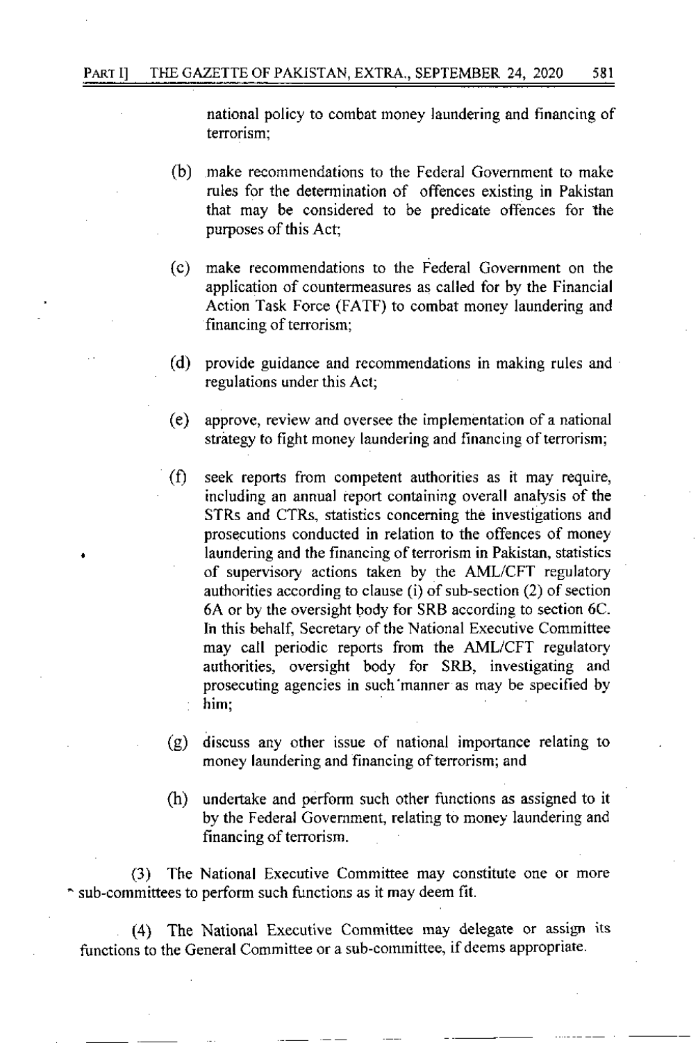national policy to combat money laundering and financing of terrorism;

(b) make recommendations to the Federal Government to make rules for the determination of offences existing in Pakistan that may be considered to be predicate offences for the purposes of this Act;

(c) make recommendations to the Federal Government on the application of countermeasures as called for by the Financial Action Task Force (FATF) to combat money laundering and financing of terrorism;

(d) provide guidance and recommendations in making rules and regulations under this Act;

(e) approve, review and oversee the implementation of a national strategy to fight money laundering and financing of terrorism;

(f) seek reports from competent authorities as it may require, including an annual report containing overall analysis of the STRs and CTRs, statistics concerning the investigations and prosecutions conducted in relation to the offences of money laundering and the financing of terrorism in Pakistan, statistics of supervisory actions taken by the AML/CFT regulatory authorities according to clause (i) of sub-section (2) of section 6A or by the oversight body for SRB according to section 6C. In this behalf, Secretary of the National Executive Committee may call periodic reports from the AML/CFT regulatory authorities, oversight body for SRB, investigating and prosecuting agencies in such manner as may be specified by him;

(g) discuss any other issue of national importance relating to money laundering and financing of terrorism; and

(h) undertake and perform such other functions as assigned to it by the Federal Government, relating to money laundering and financing of terrorism.

(3) The National Executive Committee may constitute one or more sub-committees to perform such functions as it may deem fit.

(4) The National Executive Committee may delegate or assign its functions to the General Committee or a sub-committee, if deems appropriate.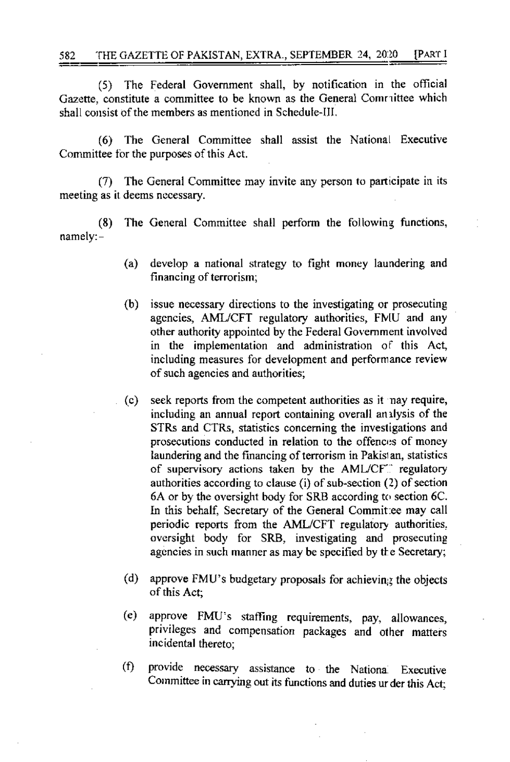(5) The Federal Government shall, by notification in the official Gazette, constitute a committee to be known as the General Committee which shall consist of the members as mentioned in Schedule-III.

(6) The General Committee shall assist the National Executive Committee for the purposes of this Act.

(7) The General Committee may invite any person to participate in its meeting as it deems necessary.

(8) The General Committee shall perform the following functions, namely:-

(a) develop a national strategy to fight money laundering and financing of terrorism;

(b) issue necessary directions to the investigating or prosecuting agencies, AML/CFT regulatory authorities, FMU and any other authority appointed by the Federal Government involved in the implementation and administration of this Act, including measures for development and performance review of such agencies and authorities;

(c) seek reports from the competent authorities as it may require, including an annual report containing overall analysis of the STRs and CTRs, statistics concerning the investigations and prosecutions conducted in relation to the offences of money laundering and the financing of terrorism in Pakistan, statistics of supervisory actions taken by the AML/CFT regulatory authorities according to clause (i) of sub-section (2) of section 6A or by the oversight body for SRB according to section 6C. In this behalf, Secretary of the General Committee may call periodic reports from the AML/CFT regulatory authorities, oversight body for SRB, investigating and prosecuting agencies in such manner as may be specified by the Secretary;

(d) approve FMU's budgetary proposals for achieving the objects of this Act;

(e) approve FMU's staffing requirements, pay, allowances, privileges and compensation packages and other matters incidental thereto;

(f) provide necessary assistance to the National Executive Committee in carrying out its functions and duties under this Act;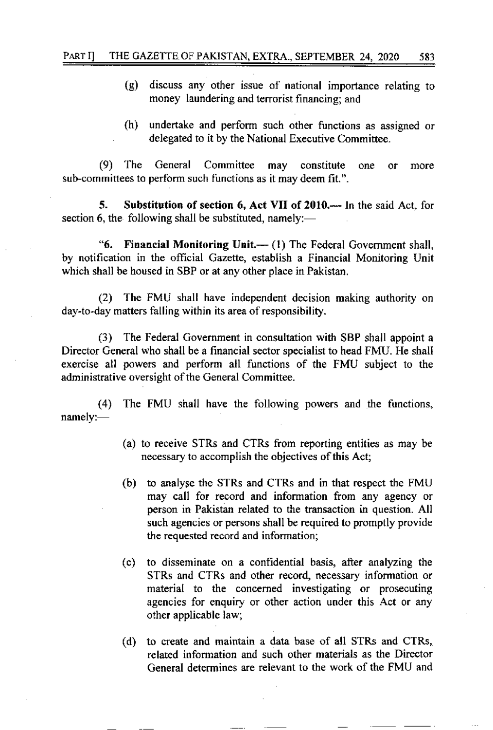(g) discuss any other issue of national importance relating to money laundering and terrorist financing; and

(h) undertake and perform such other functions as assigned or delegated to it by the National Executive Committee.

(9) The General Committee may constitute one or more sub-committees to perform such functions as it may deem fit.".

5. **Substitution of section 6, Act VII of 2010.**— In the said Act, for section 6, the following shall be substituted, namely:—

"6. **Financial Monitoring Unit.**— (1) The Federal Government shall, by notification in the official Gazette, establish a Financial Monitoring Unit which shall be housed in SBP or at any other place in Pakistan.

(2) The FMU shall have independent decision making authority on day-to-day matters falling within its area of responsibility.

(3) The Federal Government in consultation with SBP shall appoint a Director General who shall be a financial sector specialist to head FMU. He shall exercise all powers and perform all functions of the FMU subject to the administrative oversight of the General Committee.

(4) The FMU shall have the following powers and the functions, namely:—

(a) to receive STRs and CTRs from reporting entities as may be necessary to accomplish the objectives of this Act;

(b) to analyse the STRs and CTRs and in that respect the FMU may call for record and information from any agency or person in Pakistan related to the transaction in question. All such agencies or persons shall be required to promptly provide the requested record and information;

(c) to disseminate on a confidential basis, after analyzing the STRs and CTRs and other record, necessary information or material to the concerned investigating or prosecuting agencies for enquiry or other action under this Act or any other applicable law;

(d) to create and maintain a data base of all STRs and CTRs, related information and such other materials as the Director General determines are relevant to the work of the FMU and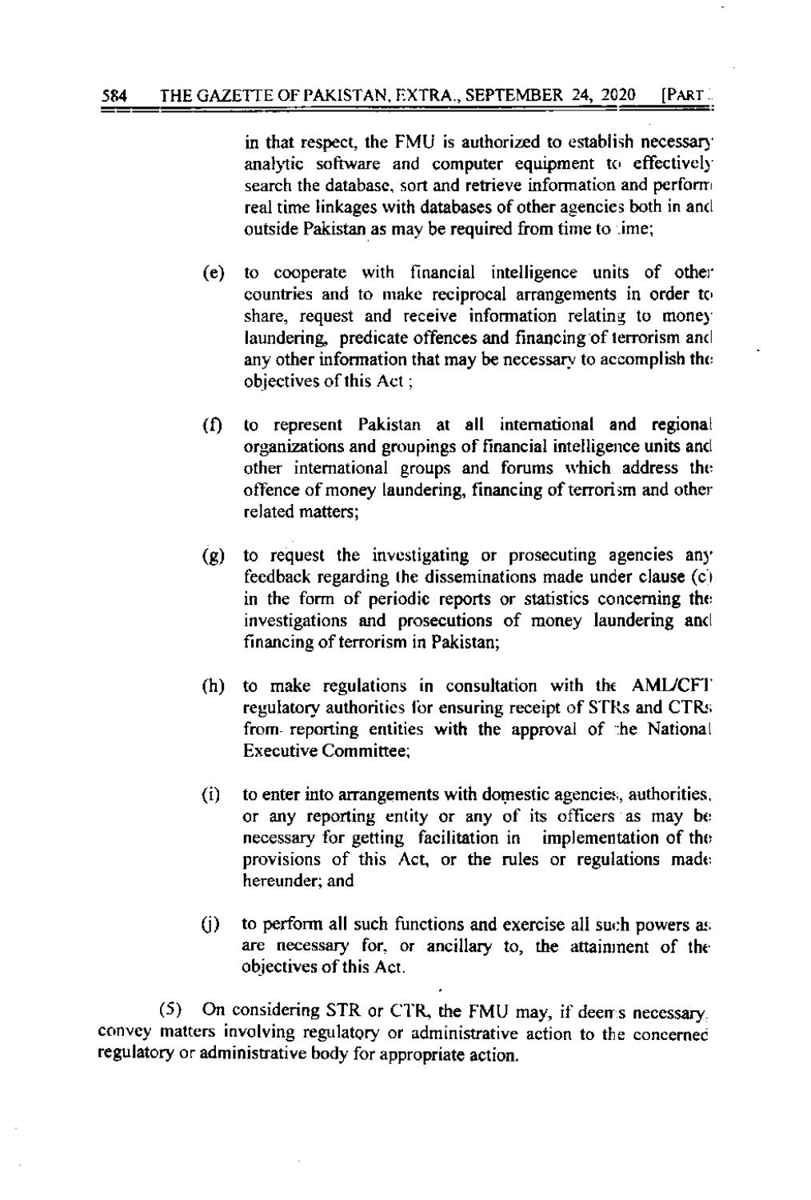in that respect, the FMU is authorized to establish necessary analytic software and computer equipment to effectively search the database, sort and retrieve information and perform real time linkages with databases of other agencies both in and outside Pakistan as may be required from time to time;

(e) to cooperate with financial intelligence units of other countries and to make reciprocal arrangements in order to share, request and receive information relating to money laundering, predicate offences and financing of terrorism and any other information that may be necessary to accomplish the objectives of this Act ;

(f) to represent Pakistan at all international and regional organizations and groupings of financial intelligence units and other international groups and forums which address the offence of money laundering, financing of terrorism and other related matters;

(g) to request the investigating or prosecuting agencies any feedback regarding the disseminations made under clause (c) in the form of periodic reports or statistics concerning the investigations and prosecutions of money laundering and financing of terrorism in Pakistan;

(h) to make regulations in consultation with the AML/CFT regulatory authorities for ensuring receipt of STRs and CTRs from reporting entities with the approval of the National Executive Committee;

(i) to enter into arrangements with domestic agencies, authorities, or any reporting entity or any of its officers as may be necessary for getting facilitation in implementation of the provisions of this Act, or the rules or regulations made hereunder; and

(j) to perform all such functions and exercise all such powers as are necessary for, or ancillary to, the attainment of the objectives of this Act.

(5) On considering STR or CTR, the FMU may, if deems necessary, convey matters involving regulatory or administrative action to the concerned regulatory or administrative body for appropriate action.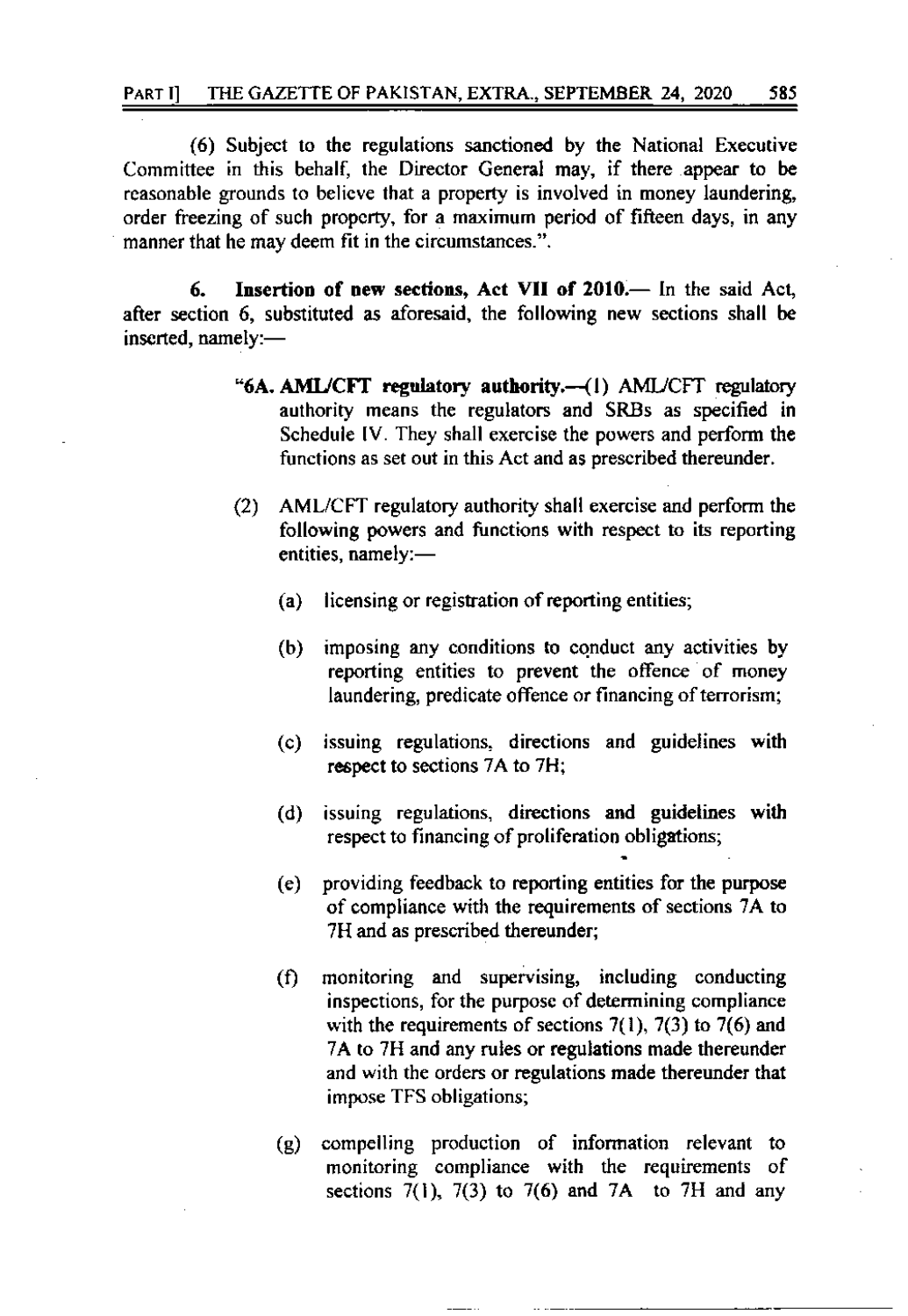(6) Subject to the regulations sanctioned by the National Executive Committee in this behalf, the Director General may, if there appear to be reasonable grounds to believe that a property is involved in money laundering, order freezing of such property, for a maximum period of fifteen days, in any manner that he may deem fit in the circumstances.".

**6. Insertion of new sections, Act VII of 2010.**— In the said Act, after section 6, substituted as aforesaid, the following new sections shall be inserted, namely:—

> "**6A. AML/CFT regulatory authority.**—(1) AML/CFT regulatory authority means the regulators and SRBs as specified in Schedule IV. They shall exercise the powers and perform the functions as set out in this Act and as prescribed thereunder.
>
> (2) AML/CFT regulatory authority shall exercise and perform the following powers and functions with respect to its reporting entities, namely:—
>
> (a) licensing or registration of reporting entities;
>
> (b) imposing any conditions to conduct any activities by reporting entities to prevent the offence of money laundering, predicate offence or financing of terrorism;
>
> (c) issuing regulations, directions and guidelines with respect to sections 7A to 7H;
>
> (d) issuing regulations, directions and guidelines with respect to financing of proliferation obligations;
>
> (e) providing feedback to reporting entities for the purpose of compliance with the requirements of sections 7A to 7H and as prescribed thereunder;
>
> (f) monitoring and supervising, including conducting inspections, for the purpose of determining compliance with the requirements of sections 7(1), 7(3) to 7(6) and 7A to 7H and any rules or regulations made thereunder and with the orders or regulations made thereunder that impose TFS obligations;
>
> (g) compelling production of information relevant to monitoring compliance with the requirements of sections 7(1), 7(3) to 7(6) and 7A to 7H and any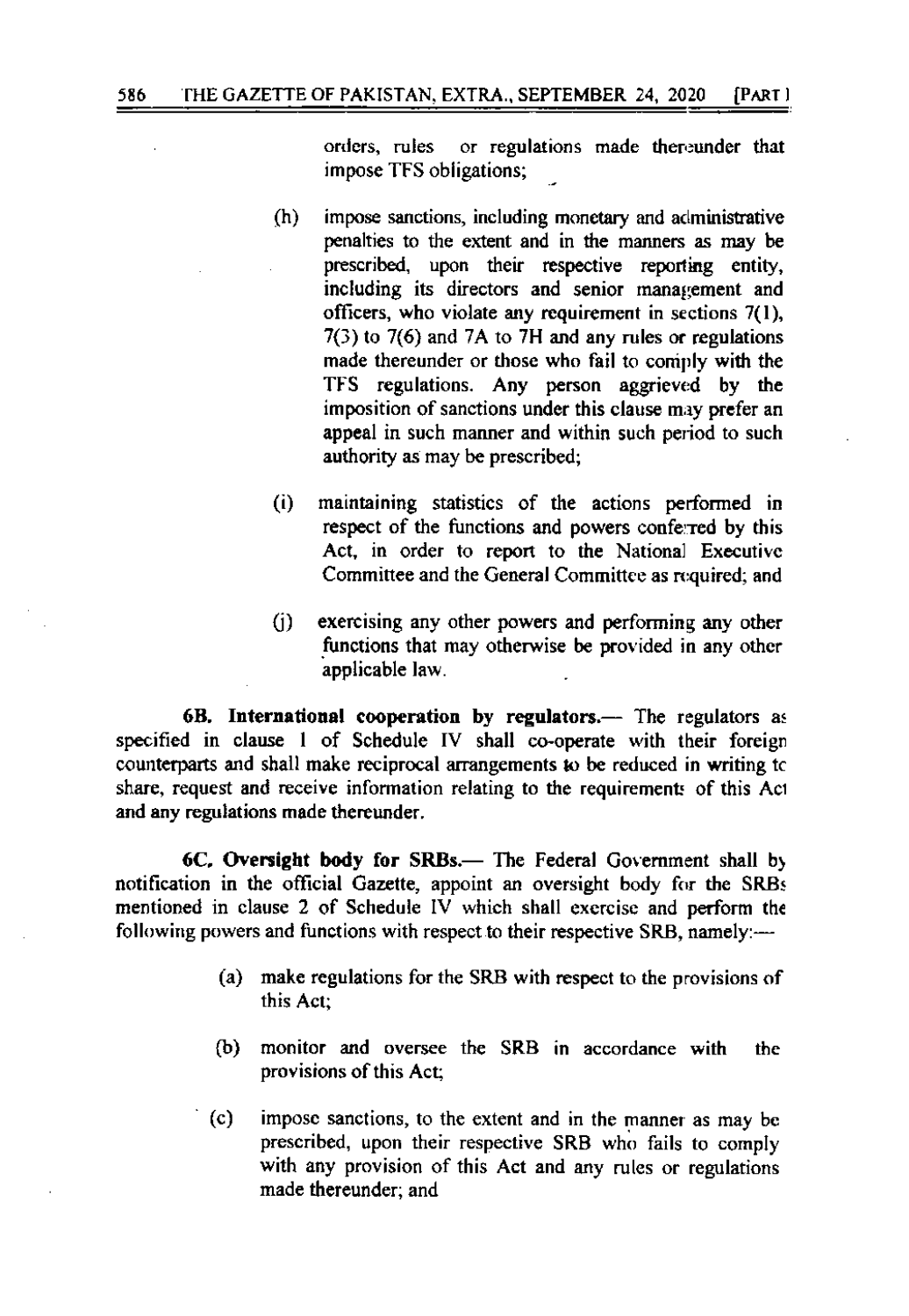orders, rules or regulations made thereunder that impose TFS obligations;

(h) impose sanctions, including monetary and administrative penalties to the extent and in the manners as may be prescribed, upon their respective reporting entity, including its directors and senior management and officers, who violate any requirement in sections 7(1), 7(3) to 7(6) and 7A to 7H and any rules or regulations made thereunder or those who fail to comply with the TFS regulations. Any person aggrieved by the imposition of sanctions under this clause may prefer an appeal in such manner and within such period to such authority as may be prescribed;

(i) maintaining statistics of the actions performed in respect of the functions and powers conferred by this Act, in order to report to the National Executive Committee and the General Committee as required; and

(j) exercising any other powers and performing any other functions that may otherwise be provided in any other applicable law.

**6B. International cooperation by regulators.**— The regulators as specified in clause 1 of Schedule IV shall co-operate with their foreign counterparts and shall make reciprocal arrangements to be reduced in writing to share, request and receive information relating to the requirements of this Act and any regulations made thereunder.

**6C. Oversight body for SRBs.**— The Federal Government shall by notification in the official Gazette, appoint an oversight body for the SRBs mentioned in clause 2 of Schedule IV which shall exercise and perform the following powers and functions with respect to their respective SRB, namely:—

(a) make regulations for the SRB with respect to the provisions of this Act;

(b) monitor and oversee the SRB in accordance with the provisions of this Act;

(c) impose sanctions, to the extent and in the manner as may be prescribed, upon their respective SRB who fails to comply with any provision of this Act and any rules or regulations made thereunder; and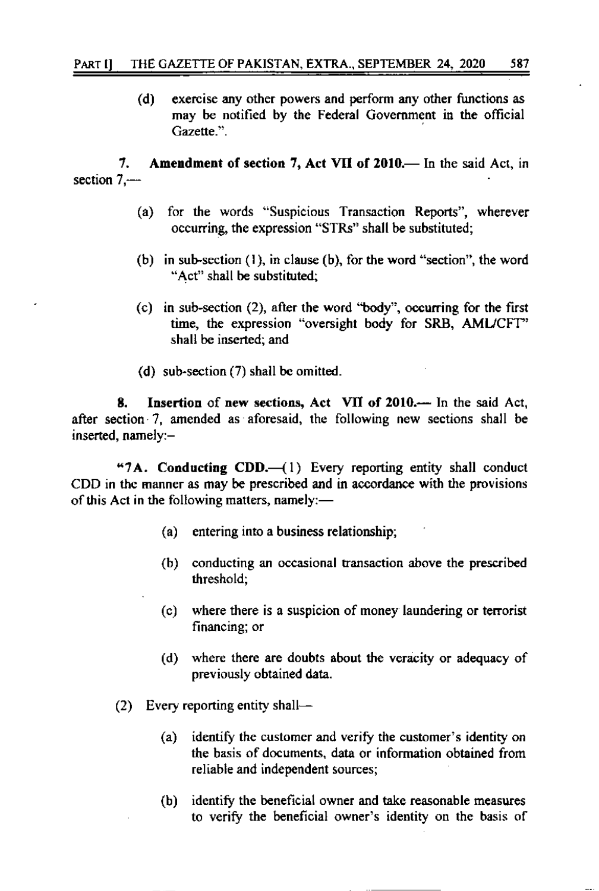(d) exercise any other powers and perform any other functions as may be notified by the Federal Government in the official Gazette.".

**7. Amendment of section 7, Act VII of 2010.**— In the said Act, in section 7,—

(a) for the words "Suspicious Transaction Reports", wherever occurring, the expression "STRs" shall be substituted;

(b) in sub-section (1), in clause (b), for the word "section", the word "Act" shall be substituted;

(c) in sub-section (2), after the word "body", occurring for the first time, the expression "oversight body for SRB, AML/CFT" shall be inserted; and

(d) sub-section (7) shall be omitted.

**8. Insertion of new sections, Act VII of 2010.**— In the said Act, after section 7, amended as aforesaid, the following new sections shall be inserted, namely:–

"**7A. Conducting CDD.**—(1) Every reporting entity shall conduct CDD in the manner as may be prescribed and in accordance with the provisions of this Act in the following matters, namely:—

(a) entering into a business relationship;

(b) conducting an occasional transaction above the prescribed threshold;

(c) where there is a suspicion of money laundering or terrorist financing; or

(d) where there are doubts about the veracity or adequacy of previously obtained data.

(2) Every reporting entity shall—

(a) identify the customer and verify the customer's identity on the basis of documents, data or information obtained from reliable and independent sources;

(b) identify the beneficial owner and take reasonable measures to verify the beneficial owner's identity on the basis of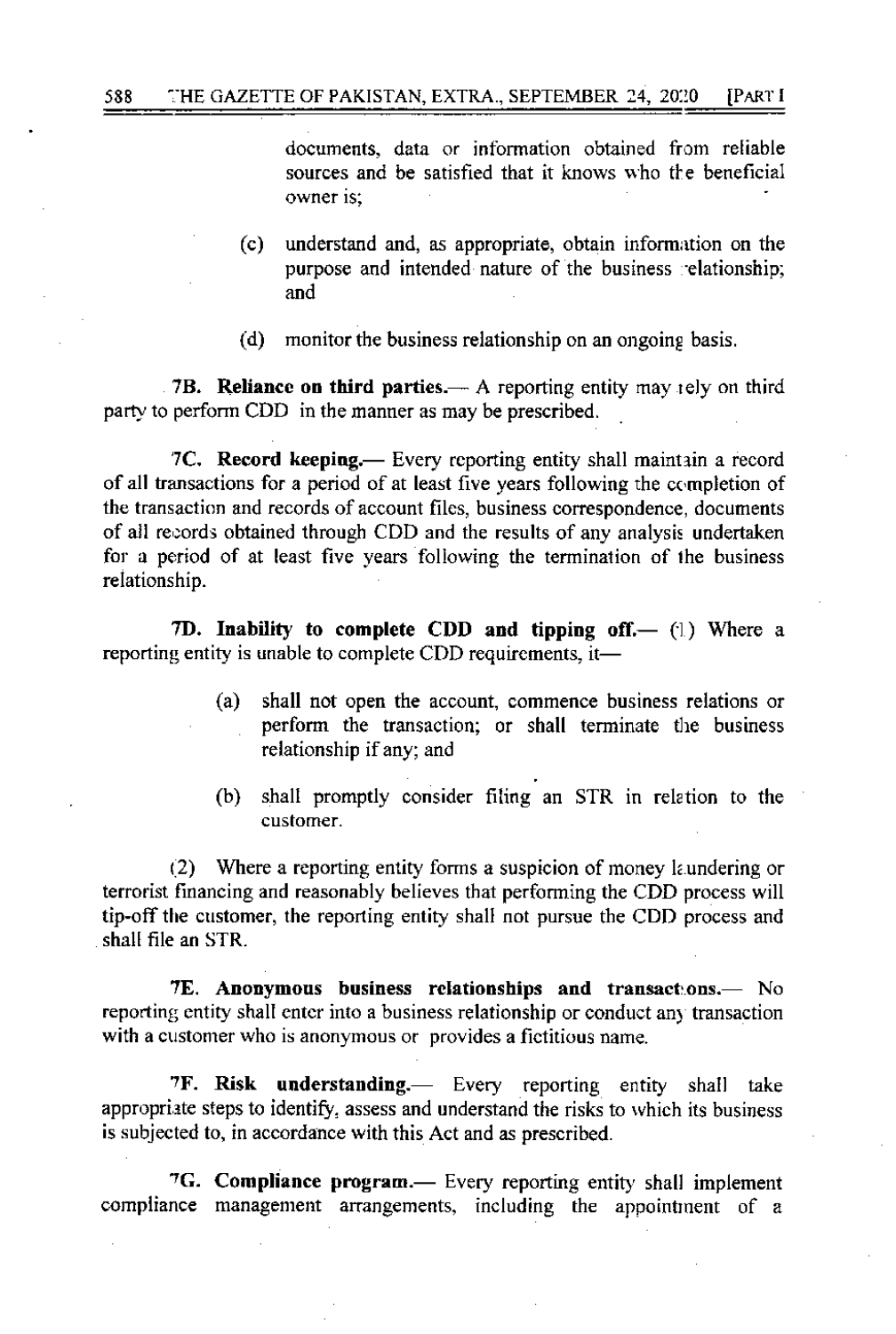documents, data or information obtained from reliable sources and be satisfied that it knows who the beneficial owner is;

(c) understand and, as appropriate, obtain information on the purpose and intended nature of the business relationship; and

(d) monitor the business relationship on an ongoing basis.

**7B. Reliance on third parties.**— A reporting entity may rely on third party to perform CDD in the manner as may be prescribed.

**7C. Record keeping.**— Every reporting entity shall maintain a record of all transactions for a period of at least five years following the completion of the transaction and records of account files, business correspondence, documents of all records obtained through CDD and the results of any analysis undertaken for a period of at least five years following the termination of the business relationship.

**7D. Inability to complete CDD and tipping off.**— (1) Where a reporting entity is unable to complete CDD requirements, it—

(a) shall not open the account, commence business relations or perform the transaction; or shall terminate the business relationship if any; and

(b) shall promptly consider filing an STR in relation to the customer.

(2) Where a reporting entity forms a suspicion of money laundering or terrorist financing and reasonably believes that performing the CDD process will tip-off the customer, the reporting entity shall not pursue the CDD process and shall file an STR.

**7E. Anonymous business relationships and transactions.**— No reporting entity shall enter into a business relationship or conduct any transaction with a customer who is anonymous or provides a fictitious name.

**7F. Risk understanding.**— Every reporting entity shall take appropriate steps to identify, assess and understand the risks to which its business is subjected to, in accordance with this Act and as prescribed.

**7G. Compliance program.**— Every reporting entity shall implement compliance management arrangements, including the appointment of a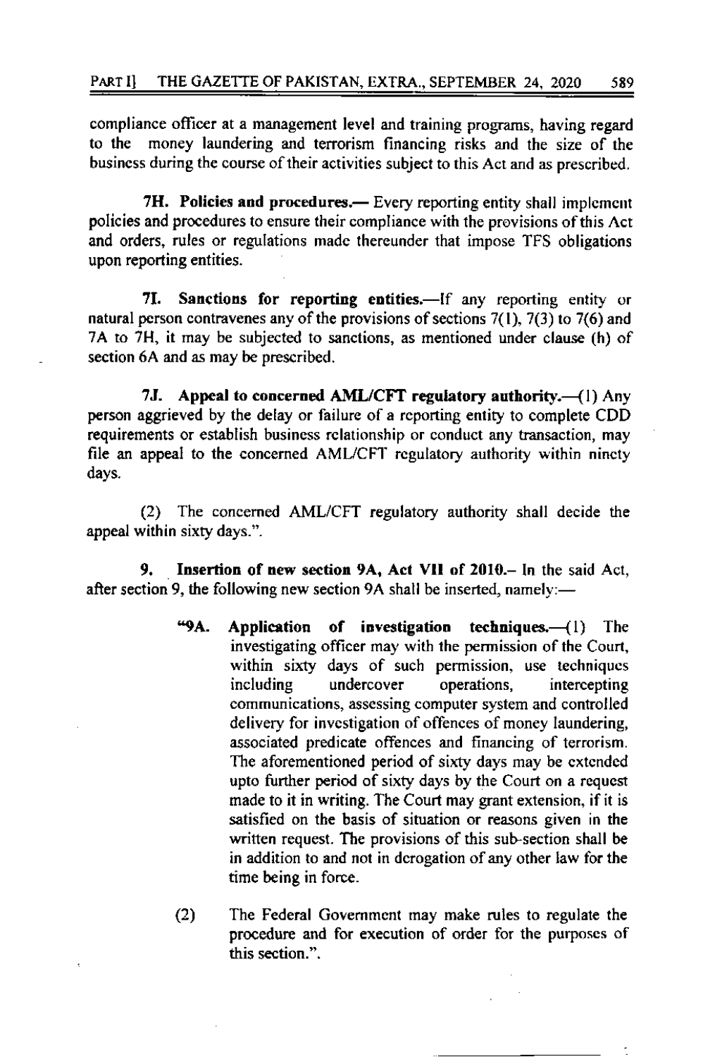compliance officer at a management level and training programs, having regard to the money laundering and terrorism financing risks and the size of the business during the course of their activities subject to this Act and as prescribed.

**7H. Policies and procedures.**— Every reporting entity shall implement policies and procedures to ensure their compliance with the provisions of this Act and orders, rules or regulations made thereunder that impose TFS obligations upon reporting entities.

**7I. Sanctions for reporting entities.**—If any reporting entity or natural person contravenes any of the provisions of sections 7(1), 7(3) to 7(6) and 7A to 7H, it may be subjected to sanctions, as mentioned under clause (h) of section 6A and as may be prescribed.

**7J. Appeal to concerned AML/CFT regulatory authority.**—(1) Any person aggrieved by the delay or failure of a reporting entity to complete CDD requirements or establish business relationship or conduct any transaction, may file an appeal to the concerned AML/CFT regulatory authority within ninety days.

(2) The concerned AML/CFT regulatory authority shall decide the appeal within sixty days.".

**9. Insertion of new section 9A, Act VII of 2010.**– In the said Act, after section 9, the following new section 9A shall be inserted, namely:—

> "**9A. Application of investigation techniques.**—(1) The investigating officer may with the permission of the Court, within sixty days of such permission, use techniques including undercover operations, intercepting communications, assessing computer system and controlled delivery for investigation of offences of money laundering, associated predicate offences and financing of terrorism. The aforementioned period of sixty days may be extended upto further period of sixty days by the Court on a request made to it in writing. The Court may grant extension, if it is satisfied on the basis of situation or reasons given in the written request. The provisions of this sub-section shall be in addition to and not in derogation of any other law for the time being in force.
>
> (2) The Federal Government may make rules to regulate the procedure and for execution of order for the purposes of this section.".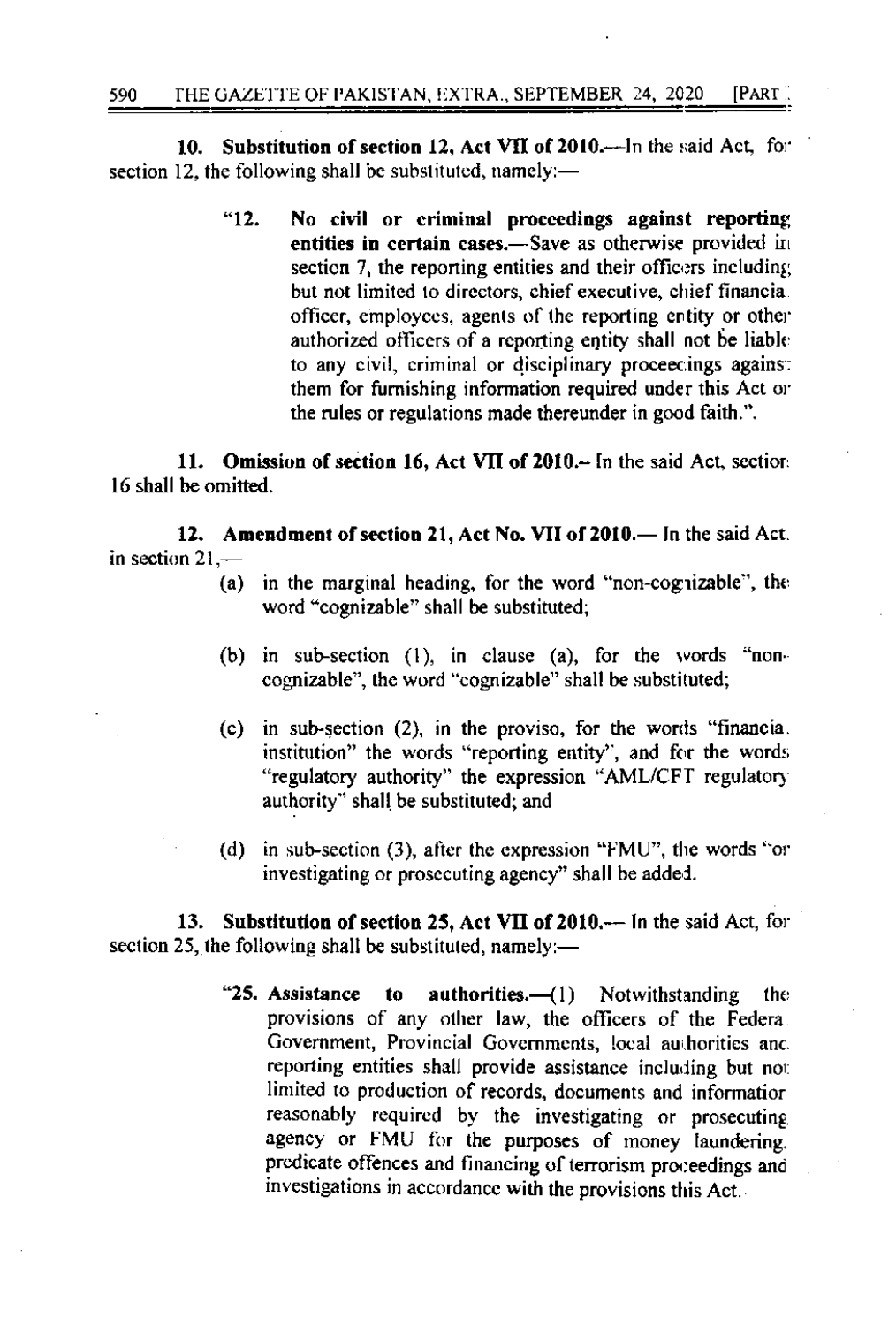**10. Substitution of section 12, Act VII of 2010.**—In the said Act, for section 12, the following shall be substituted, namely:—

> "12. **No civil or criminal proceedings against reporting entities in certain cases.**—Save as otherwise provided in section 7, the reporting entities and their officers including but not limited to directors, chief executive, chief financial officer, employees, agents of the reporting entity or other authorized officers of a reporting entity shall not be liable to any civil, criminal or disciplinary proceedings against them for furnishing information required under this Act or the rules or regulations made thereunder in good faith.".

**11. Omission of section 16, Act VII of 2010.**– In the said Act, section 16 shall be omitted.

**12. Amendment of section 21, Act No. VII of 2010.**— In the said Act, in section 21,—

(a) in the marginal heading, for the word "non-cognizable", the word "cognizable" shall be substituted;

(b) in sub-section (1), in clause (a), for the words "non-cognizable", the word "cognizable" shall be substituted;

(c) in sub-section (2), in the proviso, for the words "financial institution" the words "reporting entity", and for the words "regulatory authority" the expression "AML/CFT regulatory authority" shall be substituted; and

(d) in sub-section (3), after the expression "FMU", the words "or investigating or prosecuting agency" shall be added.

**13. Substitution of section 25, Act VII of 2010.**— In the said Act, for section 25, the following shall be substituted, namely:—

> "25. **Assistance to authorities.**—(1) Notwithstanding the provisions of any other law, the officers of the Federal Government, Provincial Governments, local authorities and reporting entities shall provide assistance including but not limited to production of records, documents and information reasonably required by the investigating or prosecuting agency or FMU for the purposes of money laundering, predicate offences and financing of terrorism proceedings and investigations in accordance with the provisions this Act.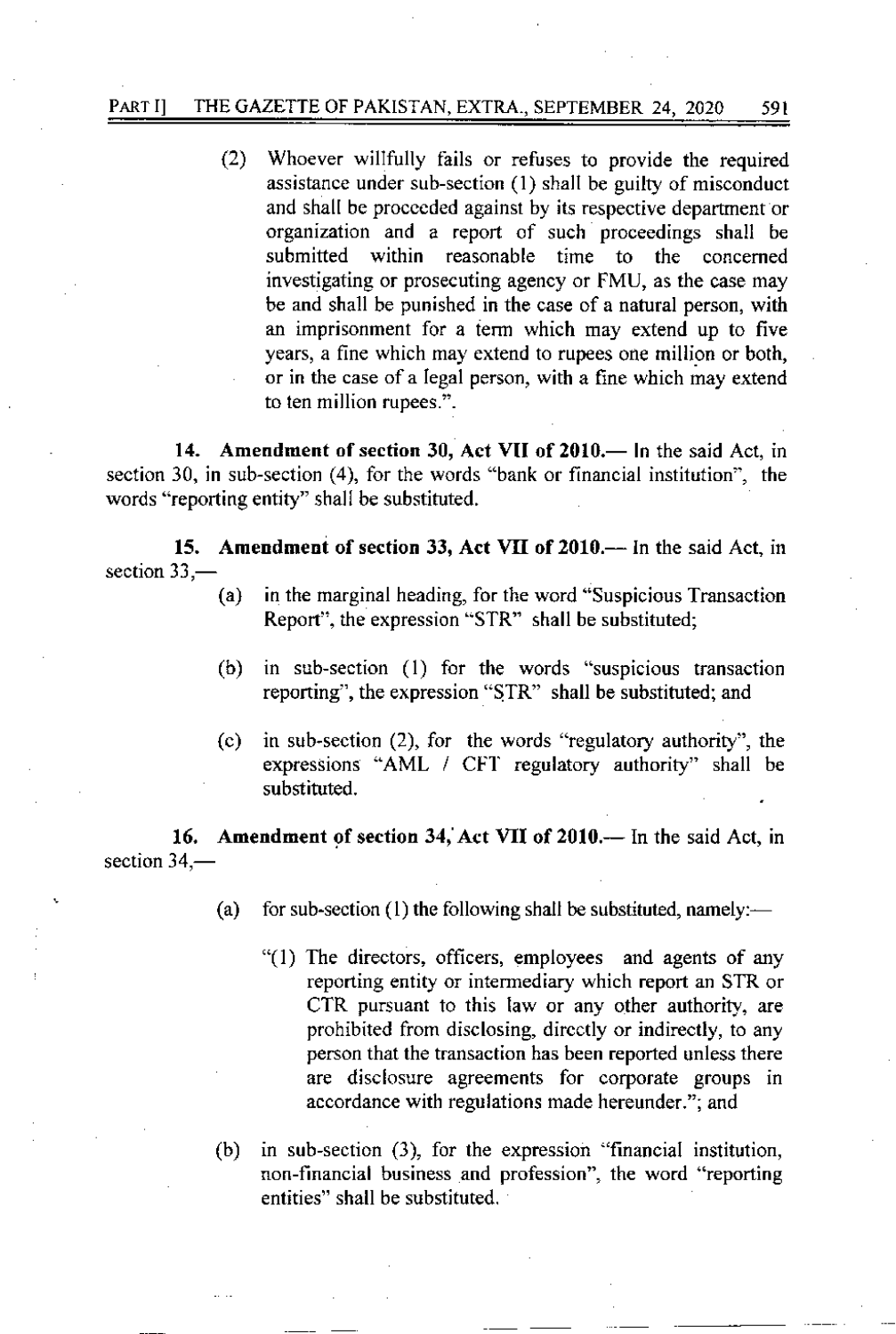(2) Whoever willfully fails or refuses to provide the required assistance under sub-section (1) shall be guilty of misconduct and shall be proceeded against by its respective department or organization and a report of such proceedings shall be submitted within reasonable time to the concerned investigating or prosecuting agency or FMU, as the case may be and shall be punished in the case of a natural person, with an imprisonment for a term which may extend up to five years, a fine which may extend to rupees one million or both, or in the case of a legal person, with a fine which may extend to ten million rupees.".

**14. Amendment of section 30, Act VII of 2010.—** In the said Act, in section 30, in sub-section (4), for the words "bank or financial institution", the words "reporting entity" shall be substituted.

**15. Amendment of section 33, Act VII of 2010.—** In the said Act, in section 33,—

(a) in the marginal heading, for the word "Suspicious Transaction Report", the expression "STR" shall be substituted;

(b) in sub-section (1) for the words "suspicious transaction reporting", the expression "STR" shall be substituted; and

(c) in sub-section (2), for the words "regulatory authority", the expressions "AML / CFT regulatory authority" shall be substituted.

**16. Amendment of section 34, Act VII of 2010.—** In the said Act, in section 34,—

(a) for sub-section (1) the following shall be substituted, namely:—

"(1) The directors, officers, employees and agents of any reporting entity or intermediary which report an STR or CTR pursuant to this law or any other authority, are prohibited from disclosing, directly or indirectly, to any person that the transaction has been reported unless there are disclosure agreements for corporate groups in accordance with regulations made hereunder."; and

(b) in sub-section (3), for the expression "financial institution, non-financial business and profession", the word "reporting entities" shall be substituted.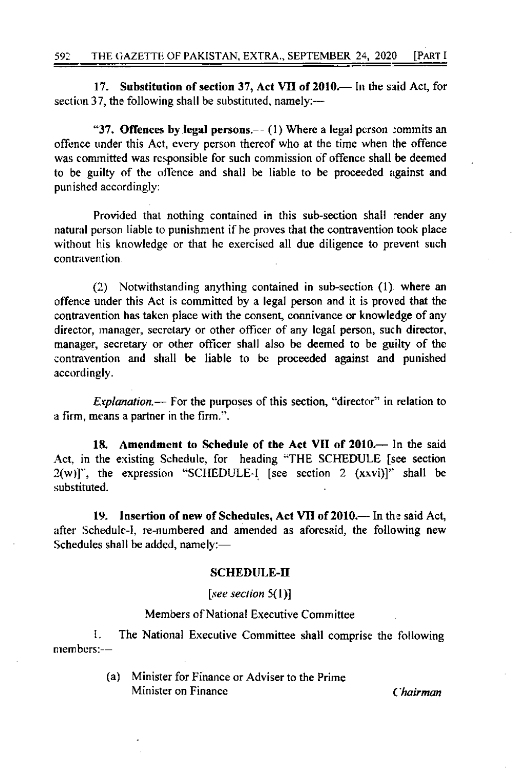**17. Substitution of section 37, Act VII of 2010.**— In the said Act, for section 37, the following shall be substituted, namely:—

"**37. Offences by legal persons.**-- (1) Where a legal person commits an offence under this Act, every person thereof who at the time when the offence was committed was responsible for such commission of offence shall be deemed to be guilty of the offence and shall be liable to be proceeded against and punished accordingly:

Provided that nothing contained in this sub-section shall render any natural person liable to punishment if he proves that the contravention took place without his knowledge or that he exercised all due diligence to prevent such contravention.

(2) Notwithstanding anything contained in sub-section (1) where an offence under this Act is committed by a legal person and it is proved that the contravention has taken place with the consent, connivance or knowledge of any director, manager, secretary or other officer of any legal person, such director, manager, secretary or other officer shall also be deemed to be guilty of the contravention and shall be liable to be proceeded against and punished accordingly.

*Explanation.*— For the purposes of this section, "director" in relation to a firm, means a partner in the firm.".

**18. Amendment to Schedule of the Act VII of 2010.**— In the said Act, in the existing Schedule, for heading "THE SCHEDULE [see section 2(w)]", the expression "SCHEDULE-I [see section 2 (xxvi)]" shall be substituted.

**19. Insertion of new of Schedules, Act VII of 2010.**— In the said Act, after Schedule-I, re-numbered and amended as aforesaid, the following new Schedules shall be added, namely:—

**SCHEDULE-II**

[*see section* 5(1)]

Members of National Executive Committee

1. The National Executive Committee shall comprise the following members:—

(a) Minister for Finance or Adviser to the Prime Minister on Finance — *Chairman*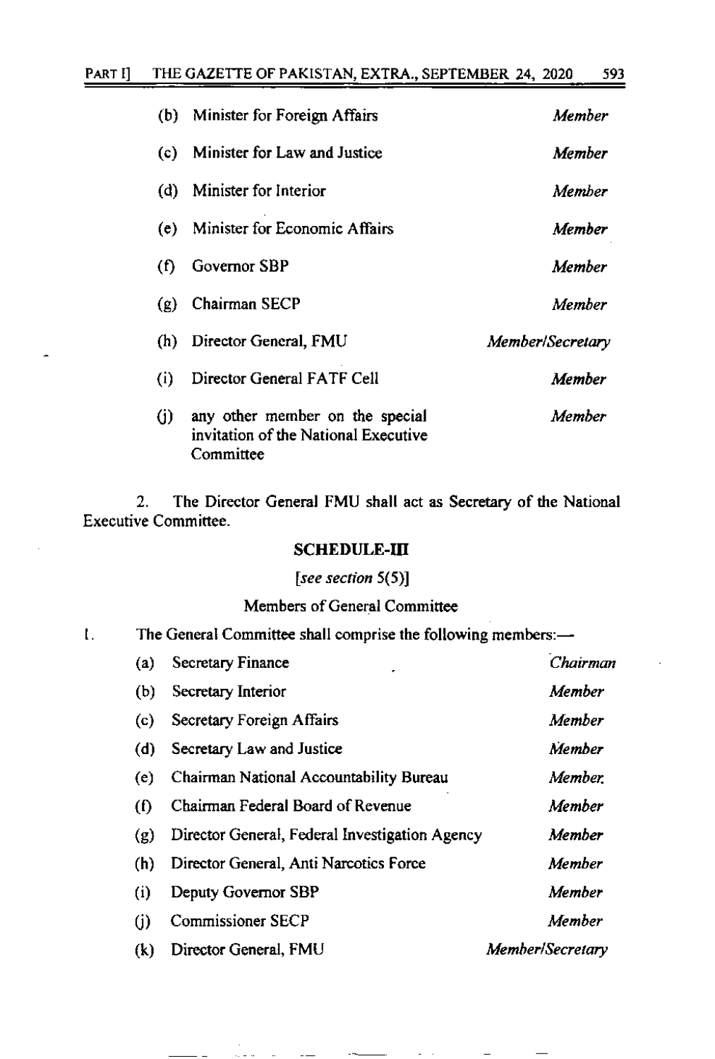| | | |
|---|---|---|
| (b) | Minister for Foreign Affairs | *Member* |
| (c) | Minister for Law and Justice | *Member* |
| (d) | Minister for Interior | *Member* |
| (e) | Minister for Economic Affairs | *Member* |
| (f) | Governor SBP | *Member* |
| (g) | Chairman SECP | *Member* |
| (h) | Director General, FMU | *Member/Secretary* |
| (i) | Director General FATF Cell | *Member* |
| (j) | any other member on the special invitation of the National Executive Committee | *Member* |

2. The Director General FMU shall act as Secretary of the National Executive Committee.

## SCHEDULE-III

[*see section* 5(5)]

Members of General Committee

1. The General Committee shall comprise the following members:—

| | | |
|---|---|---|
| (a) | Secretary Finance | *Chairman* |
| (b) | Secretary Interior | *Member* |
| (c) | Secretary Foreign Affairs | *Member* |
| (d) | Secretary Law and Justice | *Member* |
| (e) | Chairman National Accountability Bureau | *Member* |
| (f) | Chairman Federal Board of Revenue | *Member* |
| (g) | Director General, Federal Investigation Agency | *Member* |
| (h) | Director General, Anti Narcotics Force | *Member* |
| (i) | Deputy Governor SBP | *Member* |
| (j) | Commissioner SECP | *Member* |
| (k) | Director General, FMU | *Member/Secretary* |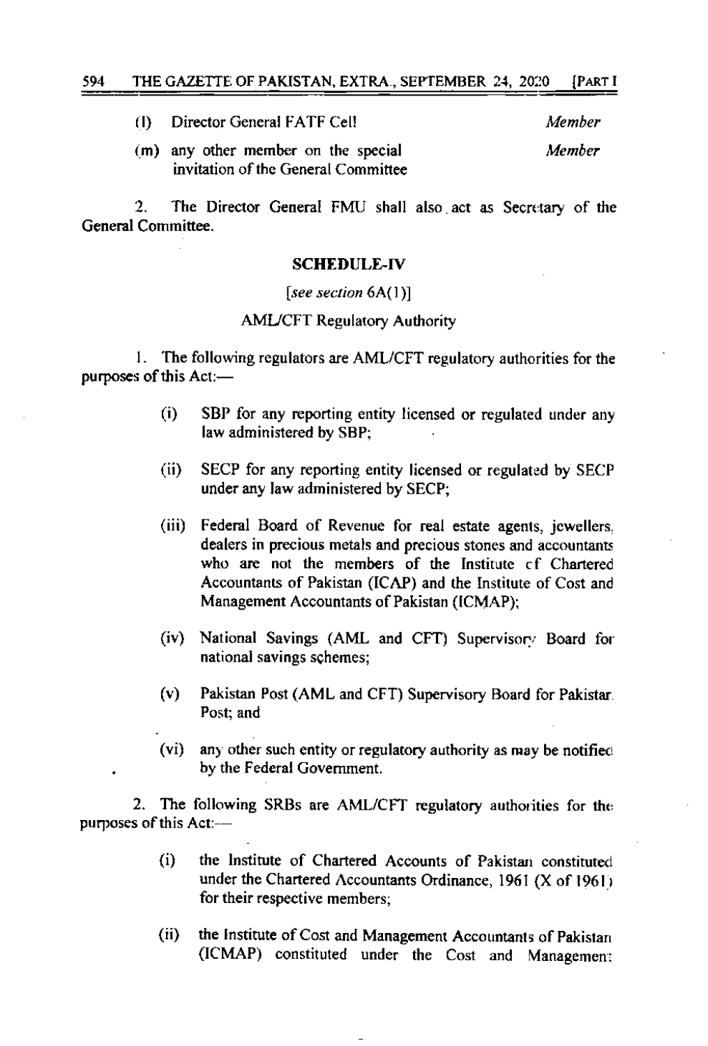(l) Director General FATF Cell *Member*

(m) any other member on the special invitation of the General Committee *Member*

2. The Director General FMU shall also act as Secretary of the General Committee.

## SCHEDULE-IV

[*see section* 6A(1)]

AML/CFT Regulatory Authority

1. The following regulators are AML/CFT regulatory authorities for the purposes of this Act:—

(i) SBP for any reporting entity licensed or regulated under any law administered by SBP;

(ii) SECP for any reporting entity licensed or regulated by SECP under any law administered by SECP;

(iii) Federal Board of Revenue for real estate agents, jewellers, dealers in precious metals and precious stones and accountants who are not the members of the Institute of Chartered Accountants of Pakistan (ICAP) and the Institute of Cost and Management Accountants of Pakistan (ICMAP);

(iv) National Savings (AML and CFT) Supervisory Board for national savings schemes;

(v) Pakistan Post (AML and CFT) Supervisory Board for Pakistan Post; and

(vi) any other such entity or regulatory authority as may be notified by the Federal Government.

2. The following SRBs are AML/CFT regulatory authorities for the purposes of this Act:—

(i) the Institute of Chartered Accounts of Pakistan constituted under the Chartered Accountants Ordinance, 1961 (X of 1961) for their respective members;

(ii) the Institute of Cost and Management Accountants of Pakistan (ICMAP) constituted under the Cost and Management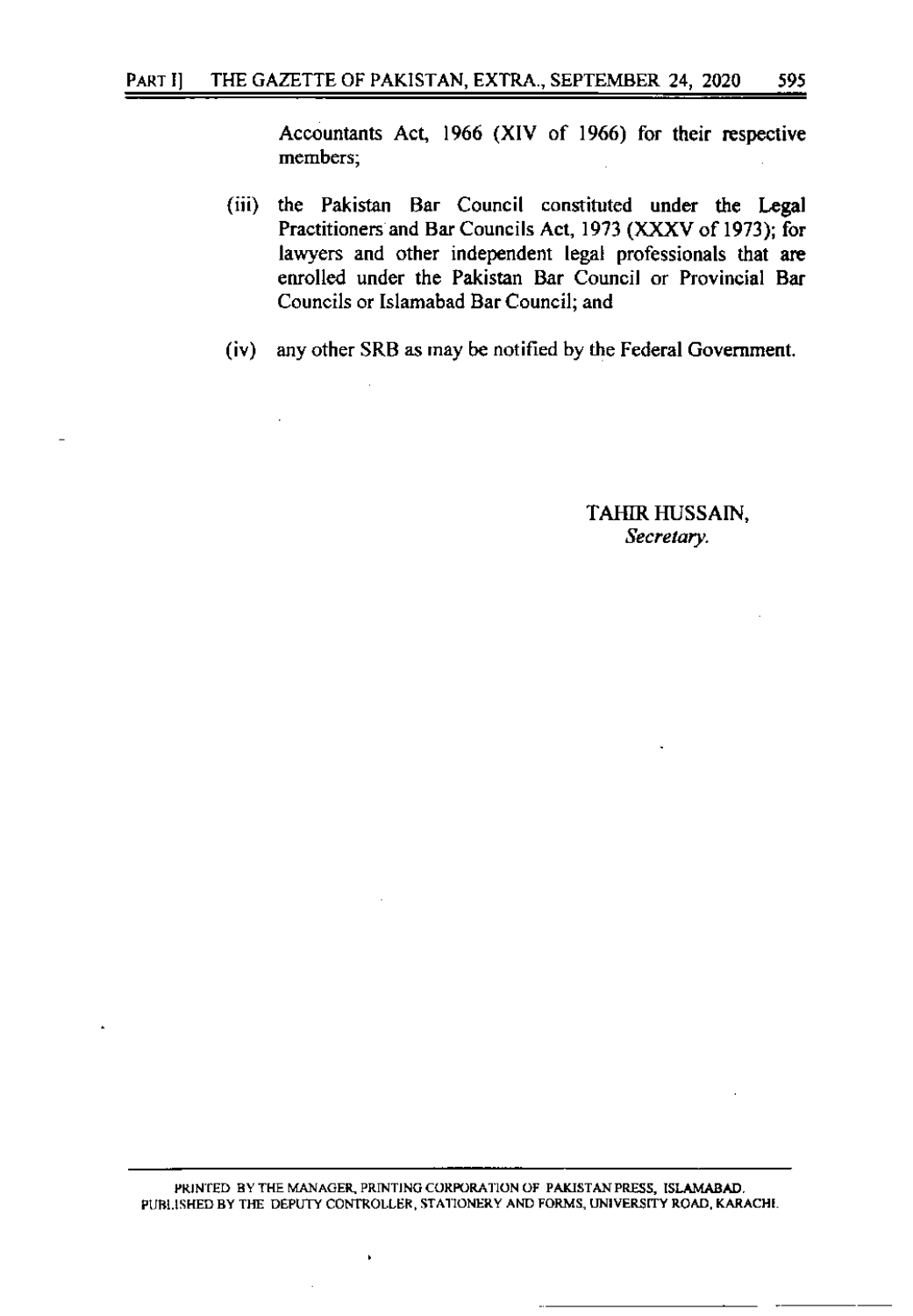Accountants Act, 1966 (XIV of 1966) for their respective members;

(iii) the Pakistan Bar Council constituted under the Legal Practitioners and Bar Councils Act, 1973 (XXXV of 1973); for lawyers and other independent legal professionals that are enrolled under the Pakistan Bar Council or Provincial Bar Councils or Islamabad Bar Council; and

(iv) any other SRB as may be notified by the Federal Government.

TAHIR HUSSAIN,
*Secretary.*

PRINTED BY THE MANAGER, PRINTING CORPORATION OF PAKISTAN PRESS, ISLAMABAD.
PUBLISHED BY THE DEPUTY CONTROLLER, STATIONERY AND FORMS, UNIVERSITY ROAD, KARACHI.